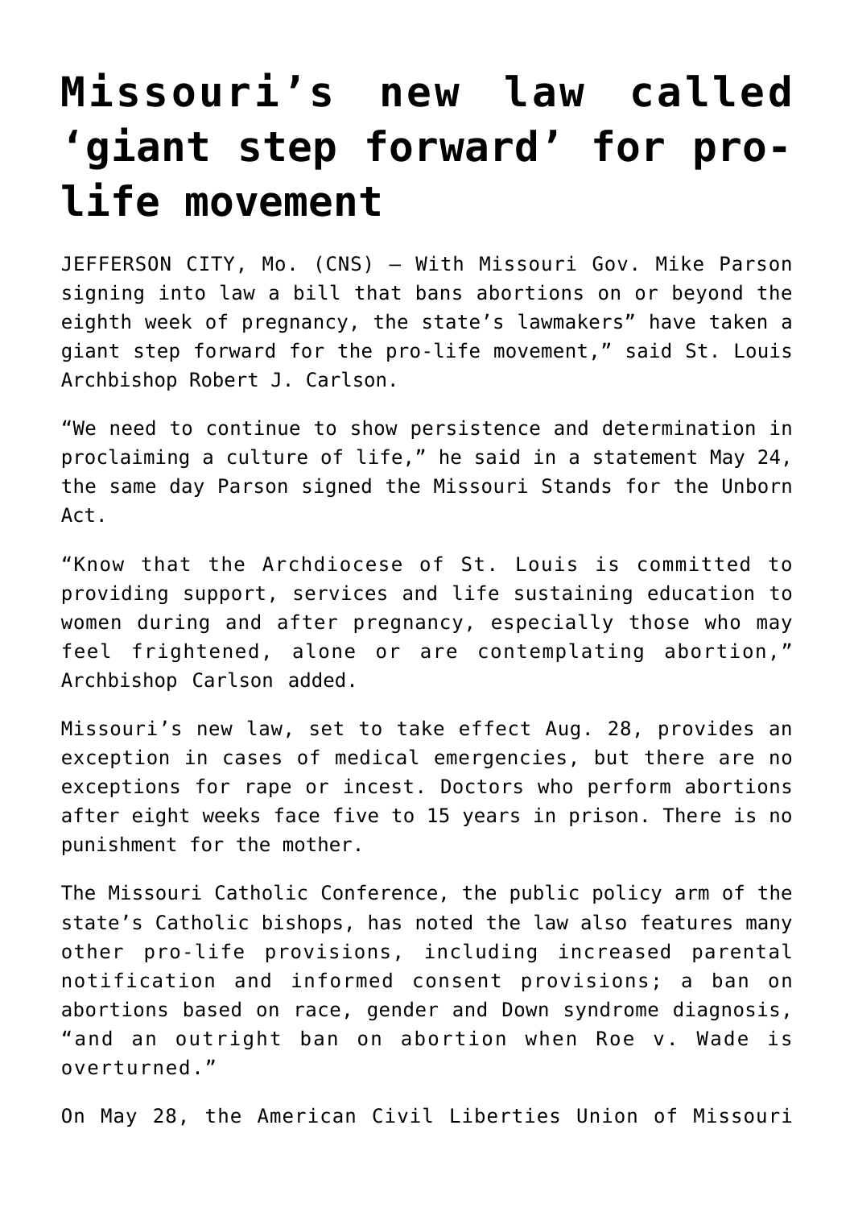# Missouri's new law called 'giant step forward' for pro-life movement

JEFFERSON CITY, Mo. (CNS) — With Missouri Gov. Mike Parson signing into law a bill that bans abortions on or beyond the eighth week of pregnancy, the state's lawmakers" have taken a giant step forward for the pro-life movement," said St. Louis Archbishop Robert J. Carlson.

"We need to continue to show persistence and determination in proclaiming a culture of life," he said in a statement May 24, the same day Parson signed the Missouri Stands for the Unborn Act.

"Know that the Archdiocese of St. Louis is committed to providing support, services and life sustaining education to women during and after pregnancy, especially those who may feel frightened, alone or are contemplating abortion," Archbishop Carlson added.

Missouri's new law, set to take effect Aug. 28, provides an exception in cases of medical emergencies, but there are no exceptions for rape or incest. Doctors who perform abortions after eight weeks face five to 15 years in prison. There is no punishment for the mother.

The Missouri Catholic Conference, the public policy arm of the state's Catholic bishops, has noted the law also features many other pro-life provisions, including increased parental notification and informed consent provisions; a ban on abortions based on race, gender and Down syndrome diagnosis, "and an outright ban on abortion when Roe v. Wade is overturned."

On May 28, the American Civil Liberties Union of Missouri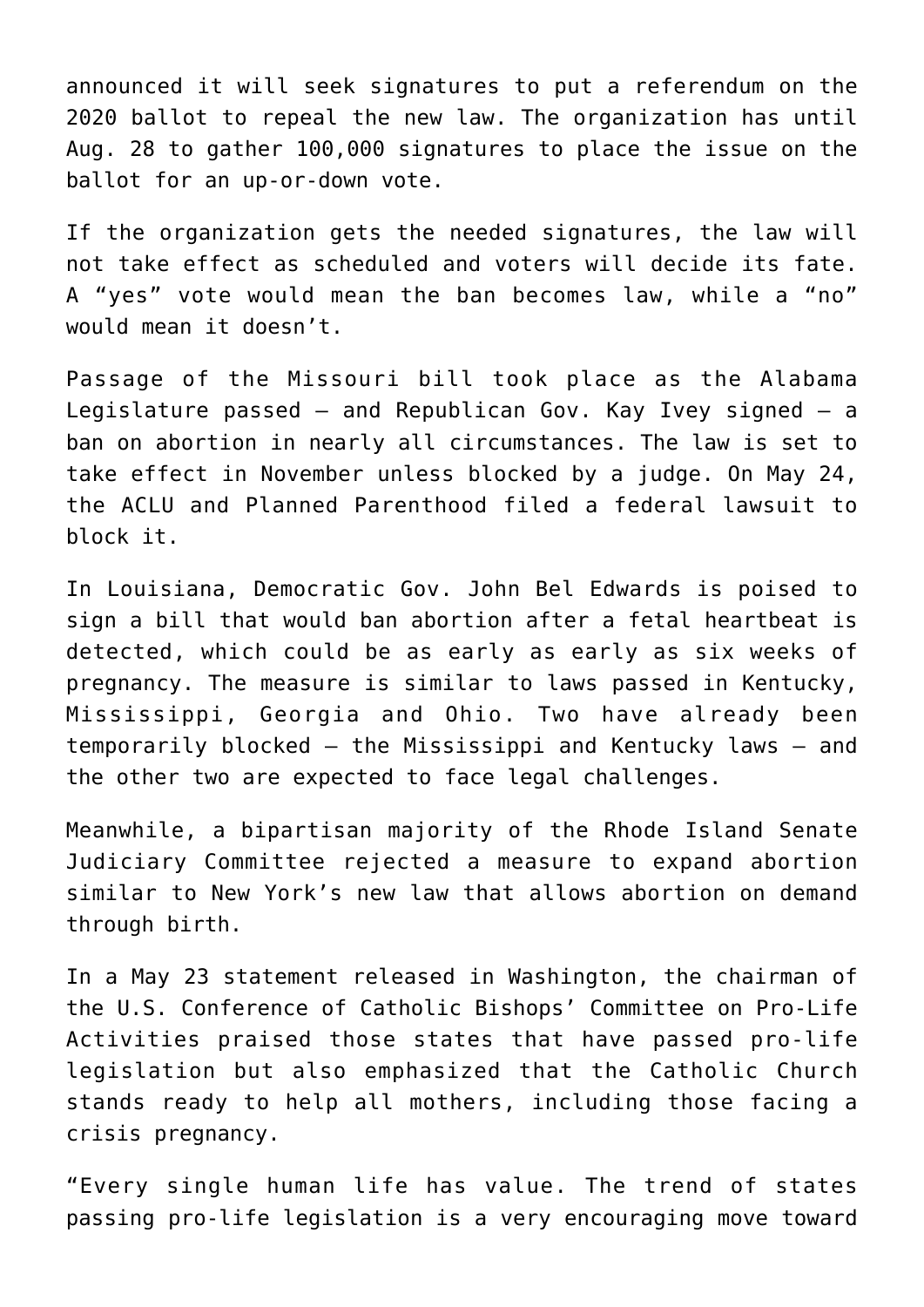announced it will seek signatures to put a referendum on the 2020 ballot to repeal the new law. The organization has until Aug. 28 to gather 100,000 signatures to place the issue on the ballot for an up-or-down vote.

If the organization gets the needed signatures, the law will not take effect as scheduled and voters will decide its fate. A "yes" vote would mean the ban becomes law, while a "no" would mean it doesn't.

Passage of the Missouri bill took place as the Alabama Legislature passed — and Republican Gov. Kay Ivey signed — a ban on abortion in nearly all circumstances. The law is set to take effect in November unless blocked by a judge. On May 24, the ACLU and Planned Parenthood filed a federal lawsuit to block it.

In Louisiana, Democratic Gov. John Bel Edwards is poised to sign a bill that would ban abortion after a fetal heartbeat is detected, which could be as early as early as six weeks of pregnancy. The measure is similar to laws passed in Kentucky, Mississippi, Georgia and Ohio. Two have already been temporarily blocked — the Mississippi and Kentucky laws — and the other two are expected to face legal challenges.

Meanwhile, a bipartisan majority of the Rhode Island Senate Judiciary Committee rejected a measure to expand abortion similar to New York's new law that allows abortion on demand through birth.

In a May 23 statement released in Washington, the chairman of the U.S. Conference of Catholic Bishops' Committee on Pro-Life Activities praised those states that have passed pro-life legislation but also emphasized that the Catholic Church stands ready to help all mothers, including those facing a crisis pregnancy.

"Every single human life has value. The trend of states passing pro-life legislation is a very encouraging move toward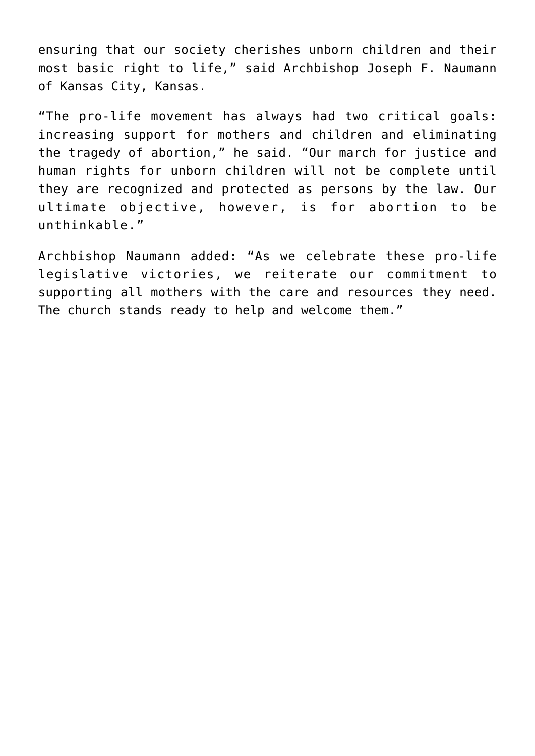ensuring that our society cherishes unborn children and their most basic right to life," said Archbishop Joseph F. Naumann of Kansas City, Kansas.

"The pro-life movement has always had two critical goals: increasing support for mothers and children and eliminating the tragedy of abortion," he said. "Our march for justice and human rights for unborn children will not be complete until they are recognized and protected as persons by the law. Our ultimate objective, however, is for abortion to be unthinkable."

Archbishop Naumann added: "As we celebrate these pro-life legislative victories, we reiterate our commitment to supporting all mothers with the care and resources they need. The church stands ready to help and welcome them."